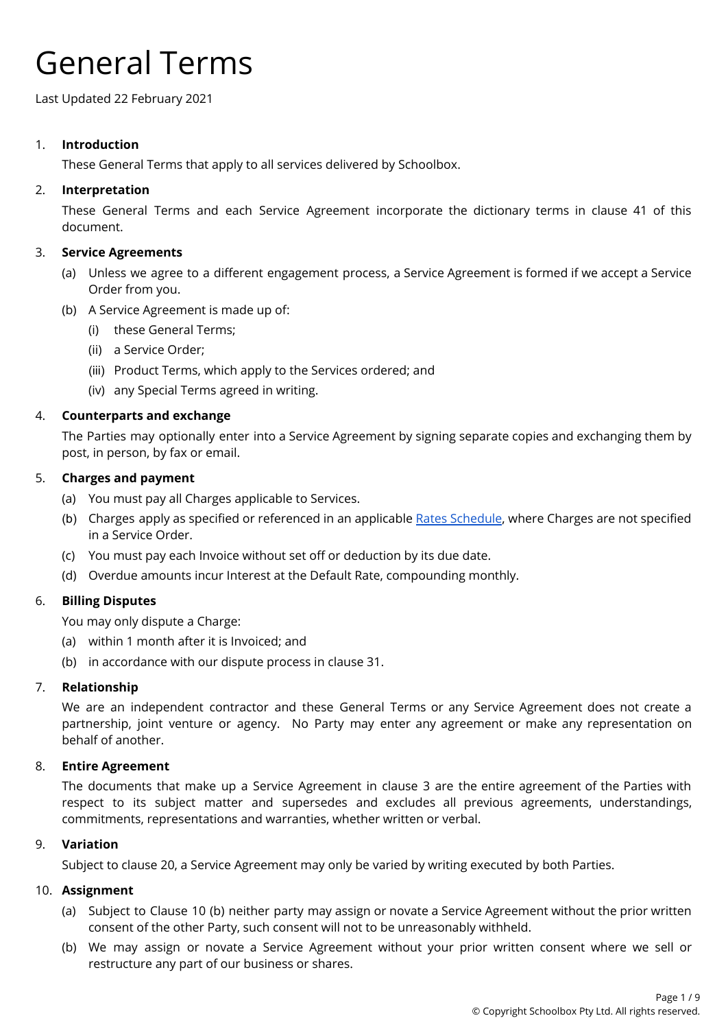# General Terms

Last Updated 22 February 2021

1. **Introduction**

   These General Terms that apply to all services delivered by Schoolbox.

2. **Interpretation**

   These General Terms and each Service Agreement incorporate the dictionary terms in clause 41 of this document.

3. **Service Agreements**

   (a) Unless we agree to a different engagement process, a Service Agreement is formed if we accept a Service Order from you.

   (b) A Service Agreement is made up of:

   (i) these General Terms;

   (ii) a Service Order;

   (iii) Product Terms, which apply to the Services ordered; and

   (iv) any Special Terms agreed in writing.

4. **Counterparts and exchange**

   The Parties may optionally enter into a Service Agreement by signing separate copies and exchanging them by post, in person, by fax or email.

5. **Charges and payment**

   (a) You must pay all Charges applicable to Services.

   (b) Charges apply as specified or referenced in an applicable Rates Schedule, where Charges are not specified in a Service Order.

   (c) You must pay each Invoice without set off or deduction by its due date.

   (d) Overdue amounts incur Interest at the Default Rate, compounding monthly.

6. **Billing Disputes**

   You may only dispute a Charge:

   (a) within 1 month after it is Invoiced; and

   (b) in accordance with our dispute process in clause 31.

7. **Relationship**

   We are an independent contractor and these General Terms or any Service Agreement does not create a partnership, joint venture or agency. No Party may enter any agreement or make any representation on behalf of another.

8. **Entire Agreement**

   The documents that make up a Service Agreement in clause 3 are the entire agreement of the Parties with respect to its subject matter and supersedes and excludes all previous agreements, understandings, commitments, representations and warranties, whether written or verbal.

9. **Variation**

   Subject to clause 20, a Service Agreement may only be varied by writing executed by both Parties.

10. **Assignment**

    (a) Subject to Clause 10 (b) neither party may assign or novate a Service Agreement without the prior written consent of the other Party, such consent will not to be unreasonably withheld.

    (b) We may assign or novate a Service Agreement without your prior written consent where we sell or restructure any part of our business or shares.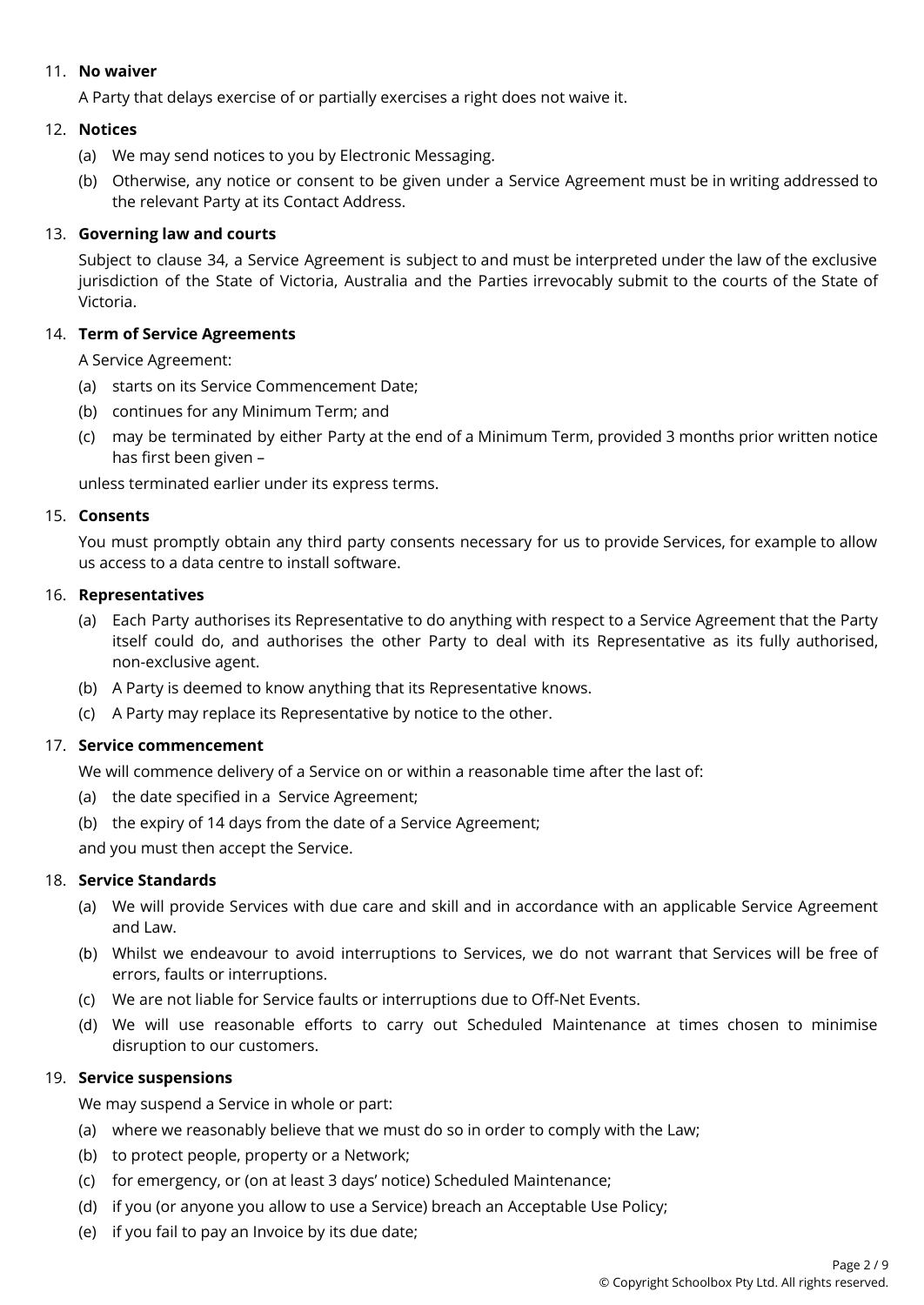11. **No waiver**

    A Party that delays exercise of or partially exercises a right does not waive it.

12. **Notices**

    (a) We may send notices to you by Electronic Messaging.

    (b) Otherwise, any notice or consent to be given under a Service Agreement must be in writing addressed to the relevant Party at its Contact Address.

13. **Governing law and courts**

    Subject to clause 34, a Service Agreement is subject to and must be interpreted under the law of the exclusive jurisdiction of the State of Victoria, Australia and the Parties irrevocably submit to the courts of the State of Victoria.

14. **Term of Service Agreements**

    A Service Agreement:

    (a) starts on its Service Commencement Date;

    (b) continues for any Minimum Term; and

    (c) may be terminated by either Party at the end of a Minimum Term, provided 3 months prior written notice has first been given –

    unless terminated earlier under its express terms.

15. **Consents**

    You must promptly obtain any third party consents necessary for us to provide Services, for example to allow us access to a data centre to install software.

16. **Representatives**

    (a) Each Party authorises its Representative to do anything with respect to a Service Agreement that the Party itself could do, and authorises the other Party to deal with its Representative as its fully authorised, non-exclusive agent.

    (b) A Party is deemed to know anything that its Representative knows.

    (c) A Party may replace its Representative by notice to the other.

17. **Service commencement**

    We will commence delivery of a Service on or within a reasonable time after the last of:

    (a) the date specified in a Service Agreement;

    (b) the expiry of 14 days from the date of a Service Agreement;

    and you must then accept the Service.

18. **Service Standards**

    (a) We will provide Services with due care and skill and in accordance with an applicable Service Agreement and Law.

    (b) Whilst we endeavour to avoid interruptions to Services, we do not warrant that Services will be free of errors, faults or interruptions.

    (c) We are not liable for Service faults or interruptions due to Off-Net Events.

    (d) We will use reasonable efforts to carry out Scheduled Maintenance at times chosen to minimise disruption to our customers.

19. **Service suspensions**

    We may suspend a Service in whole or part:

    (a) where we reasonably believe that we must do so in order to comply with the Law;

    (b) to protect people, property or a Network;

    (c) for emergency, or (on at least 3 days' notice) Scheduled Maintenance;

    (d) if you (or anyone you allow to use a Service) breach an Acceptable Use Policy;

    (e) if you fail to pay an Invoice by its due date;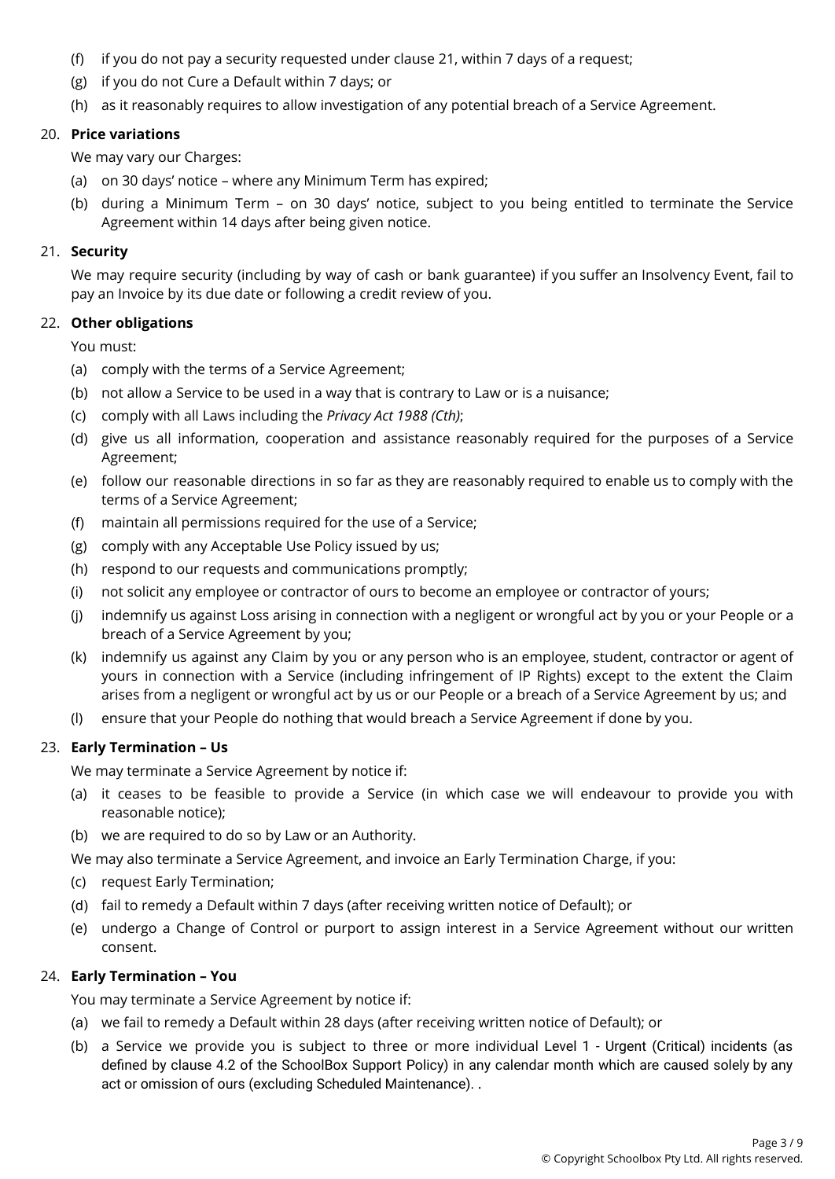(f) if you do not pay a security requested under clause 21, within 7 days of a request;

(g) if you do not Cure a Default within 7 days; or

(h) as it reasonably requires to allow investigation of any potential breach of a Service Agreement.

20. **Price variations**

We may vary our Charges:

(a) on 30 days' notice – where any Minimum Term has expired;

(b) during a Minimum Term – on 30 days' notice, subject to you being entitled to terminate the Service Agreement within 14 days after being given notice.

21. **Security**

We may require security (including by way of cash or bank guarantee) if you suffer an Insolvency Event, fail to pay an Invoice by its due date or following a credit review of you.

22. **Other obligations**

You must:

(a) comply with the terms of a Service Agreement;

(b) not allow a Service to be used in a way that is contrary to Law or is a nuisance;

(c) comply with all Laws including the *Privacy Act 1988 (Cth)*;

(d) give us all information, cooperation and assistance reasonably required for the purposes of a Service Agreement;

(e) follow our reasonable directions in so far as they are reasonably required to enable us to comply with the terms of a Service Agreement;

(f) maintain all permissions required for the use of a Service;

(g) comply with any Acceptable Use Policy issued by us;

(h) respond to our requests and communications promptly;

(i) not solicit any employee or contractor of ours to become an employee or contractor of yours;

(j) indemnify us against Loss arising in connection with a negligent or wrongful act by you or your People or a breach of a Service Agreement by you;

(k) indemnify us against any Claim by you or any person who is an employee, student, contractor or agent of yours in connection with a Service (including infringement of IP Rights) except to the extent the Claim arises from a negligent or wrongful act by us or our People or a breach of a Service Agreement by us; and

(l) ensure that your People do nothing that would breach a Service Agreement if done by you.

23. **Early Termination – Us**

We may terminate a Service Agreement by notice if:

(a) it ceases to be feasible to provide a Service (in which case we will endeavour to provide you with reasonable notice);

(b) we are required to do so by Law or an Authority.

We may also terminate a Service Agreement, and invoice an Early Termination Charge, if you:

(c) request Early Termination;

(d) fail to remedy a Default within 7 days (after receiving written notice of Default); or

(e) undergo a Change of Control or purport to assign interest in a Service Agreement without our written consent.

24. **Early Termination – You**

You may terminate a Service Agreement by notice if:

(a) we fail to remedy a Default within 28 days (after receiving written notice of Default); or

(b) a Service we provide you is subject to three or more individual Level 1 - Urgent (Critical) incidents (as defined by clause 4.2 of the SchoolBox Support Policy) in any calendar month which are caused solely by any act or omission of ours (excluding Scheduled Maintenance). .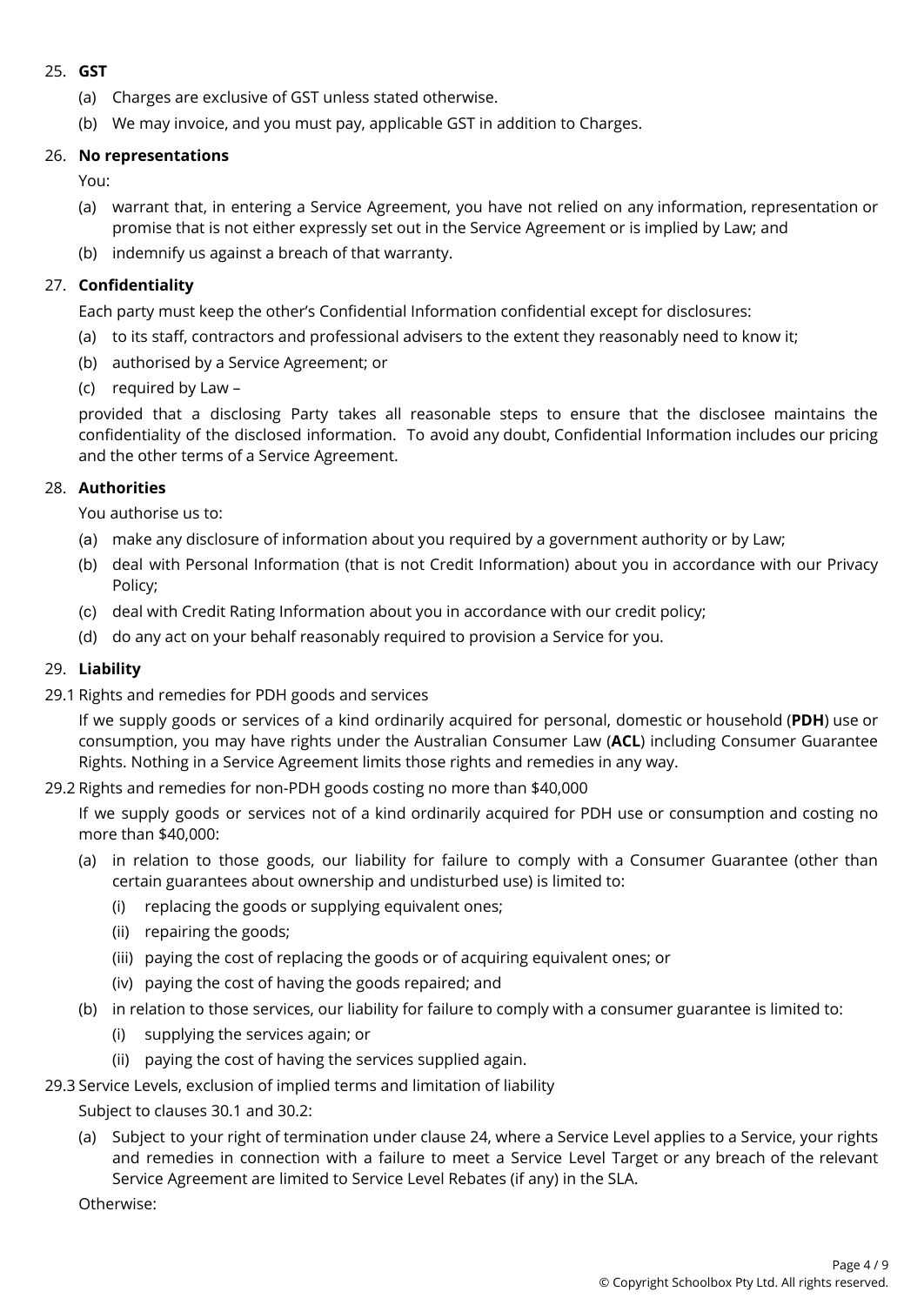25. **GST**

(a) Charges are exclusive of GST unless stated otherwise.

(b) We may invoice, and you must pay, applicable GST in addition to Charges.

26. **No representations**

You:

(a) warrant that, in entering a Service Agreement, you have not relied on any information, representation or promise that is not either expressly set out in the Service Agreement or is implied by Law; and

(b) indemnify us against a breach of that warranty.

27. **Confidentiality**

Each party must keep the other's Confidential Information confidential except for disclosures:

(a) to its staff, contractors and professional advisers to the extent they reasonably need to know it;

(b) authorised by a Service Agreement; or

(c) required by Law –

provided that a disclosing Party takes all reasonable steps to ensure that the disclosee maintains the confidentiality of the disclosed information. To avoid any doubt, Confidential Information includes our pricing and the other terms of a Service Agreement.

28. **Authorities**

You authorise us to:

(a) make any disclosure of information about you required by a government authority or by Law;

(b) deal with Personal Information (that is not Credit Information) about you in accordance with our Privacy Policy;

(c) deal with Credit Rating Information about you in accordance with our credit policy;

(d) do any act on your behalf reasonably required to provision a Service for you.

29. **Liability**

29.1 Rights and remedies for PDH goods and services

If we supply goods or services of a kind ordinarily acquired for personal, domestic or household (**PDH**) use or consumption, you may have rights under the Australian Consumer Law (**ACL**) including Consumer Guarantee Rights. Nothing in a Service Agreement limits those rights and remedies in any way.

29.2 Rights and remedies for non-PDH goods costing no more than $40,000

If we supply goods or services not of a kind ordinarily acquired for PDH use or consumption and costing no more than $40,000:

(a) in relation to those goods, our liability for failure to comply with a Consumer Guarantee (other than certain guarantees about ownership and undisturbed use) is limited to:

  (i) replacing the goods or supplying equivalent ones;

  (ii) repairing the goods;

  (iii) paying the cost of replacing the goods or of acquiring equivalent ones; or

  (iv) paying the cost of having the goods repaired; and

(b) in relation to those services, our liability for failure to comply with a consumer guarantee is limited to:

  (i) supplying the services again; or

  (ii) paying the cost of having the services supplied again.

29.3 Service Levels, exclusion of implied terms and limitation of liability

Subject to clauses 30.1 and 30.2:

(a) Subject to your right of termination under clause 24, where a Service Level applies to a Service, your rights and remedies in connection with a failure to meet a Service Level Target or any breach of the relevant Service Agreement are limited to Service Level Rebates (if any) in the SLA.

Otherwise: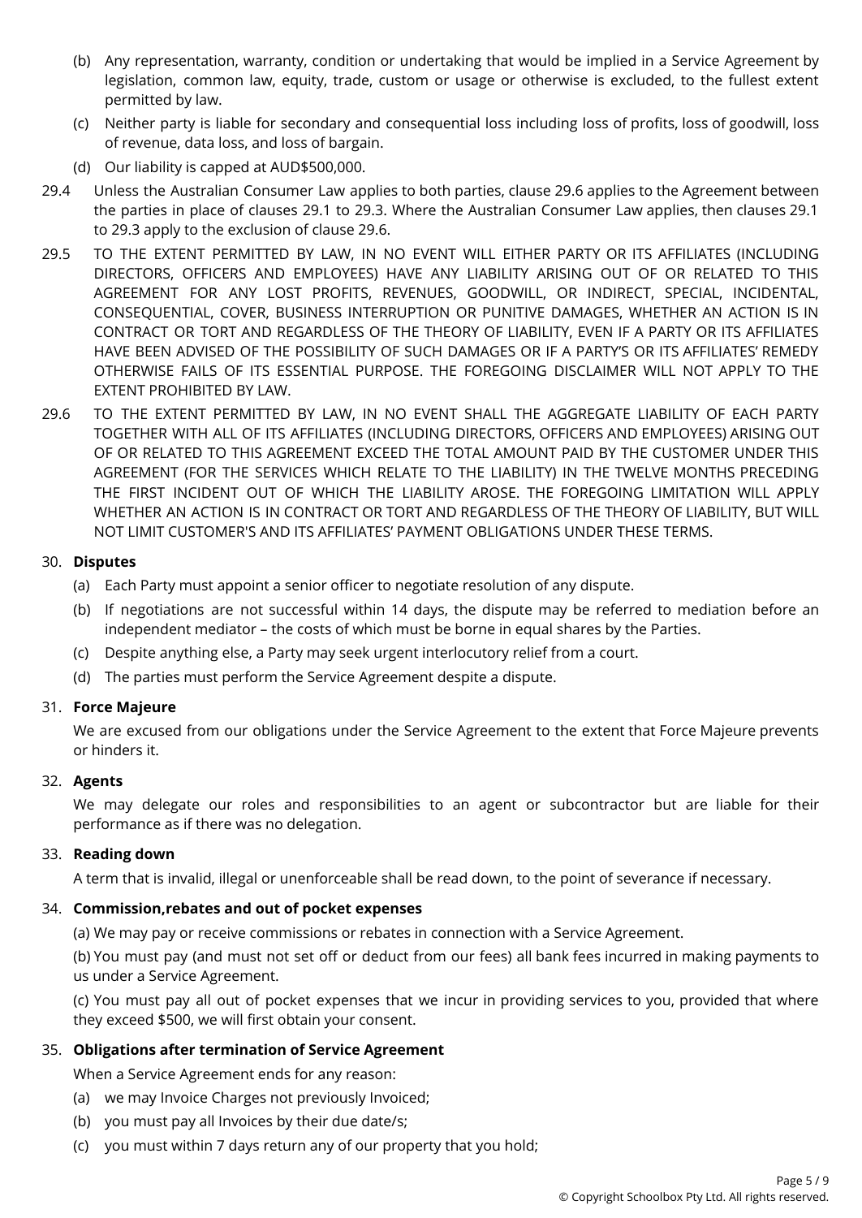(b) Any representation, warranty, condition or undertaking that would be implied in a Service Agreement by legislation, common law, equity, trade, custom or usage or otherwise is excluded, to the fullest extent permitted by law.

(c) Neither party is liable for secondary and consequential loss including loss of profits, loss of goodwill, loss of revenue, data loss, and loss of bargain.

(d) Our liability is capped at AUD$500,000.

29.4 Unless the Australian Consumer Law applies to both parties, clause 29.6 applies to the Agreement between the parties in place of clauses 29.1 to 29.3. Where the Australian Consumer Law applies, then clauses 29.1 to 29.3 apply to the exclusion of clause 29.6.

29.5 TO THE EXTENT PERMITTED BY LAW, IN NO EVENT WILL EITHER PARTY OR ITS AFFILIATES (INCLUDING DIRECTORS, OFFICERS AND EMPLOYEES) HAVE ANY LIABILITY ARISING OUT OF OR RELATED TO THIS AGREEMENT FOR ANY LOST PROFITS, REVENUES, GOODWILL, OR INDIRECT, SPECIAL, INCIDENTAL, CONSEQUENTIAL, COVER, BUSINESS INTERRUPTION OR PUNITIVE DAMAGES, WHETHER AN ACTION IS IN CONTRACT OR TORT AND REGARDLESS OF THE THEORY OF LIABILITY, EVEN IF A PARTY OR ITS AFFILIATES HAVE BEEN ADVISED OF THE POSSIBILITY OF SUCH DAMAGES OR IF A PARTY'S OR ITS AFFILIATES' REMEDY OTHERWISE FAILS OF ITS ESSENTIAL PURPOSE. THE FOREGOING DISCLAIMER WILL NOT APPLY TO THE EXTENT PROHIBITED BY LAW.

29.6 TO THE EXTENT PERMITTED BY LAW, IN NO EVENT SHALL THE AGGREGATE LIABILITY OF EACH PARTY TOGETHER WITH ALL OF ITS AFFILIATES (INCLUDING DIRECTORS, OFFICERS AND EMPLOYEES) ARISING OUT OF OR RELATED TO THIS AGREEMENT EXCEED THE TOTAL AMOUNT PAID BY THE CUSTOMER UNDER THIS AGREEMENT (FOR THE SERVICES WHICH RELATE TO THE LIABILITY) IN THE TWELVE MONTHS PRECEDING THE FIRST INCIDENT OUT OF WHICH THE LIABILITY AROSE. THE FOREGOING LIMITATION WILL APPLY WHETHER AN ACTION IS IN CONTRACT OR TORT AND REGARDLESS OF THE THEORY OF LIABILITY, BUT WILL NOT LIMIT CUSTOMER'S AND ITS AFFILIATES' PAYMENT OBLIGATIONS UNDER THESE TERMS.

30. **Disputes**

(a) Each Party must appoint a senior officer to negotiate resolution of any dispute.

(b) If negotiations are not successful within 14 days, the dispute may be referred to mediation before an independent mediator – the costs of which must be borne in equal shares by the Parties.

(c) Despite anything else, a Party may seek urgent interlocutory relief from a court.

(d) The parties must perform the Service Agreement despite a dispute.

31. **Force Majeure**

We are excused from our obligations under the Service Agreement to the extent that Force Majeure prevents or hinders it.

32. **Agents**

We may delegate our roles and responsibilities to an agent or subcontractor but are liable for their performance as if there was no delegation.

33. **Reading down**

A term that is invalid, illegal or unenforceable shall be read down, to the point of severance if necessary.

34. **Commission,rebates and out of pocket expenses**

(a) We may pay or receive commissions or rebates in connection with a Service Agreement.

(b) You must pay (and must not set off or deduct from our fees) all bank fees incurred in making payments to us under a Service Agreement.

(c) You must pay all out of pocket expenses that we incur in providing services to you, provided that where they exceed $500, we will first obtain your consent.

35. **Obligations after termination of Service Agreement**

When a Service Agreement ends for any reason:

(a) we may Invoice Charges not previously Invoiced;

(b) you must pay all Invoices by their due date/s;

(c) you must within 7 days return any of our property that you hold;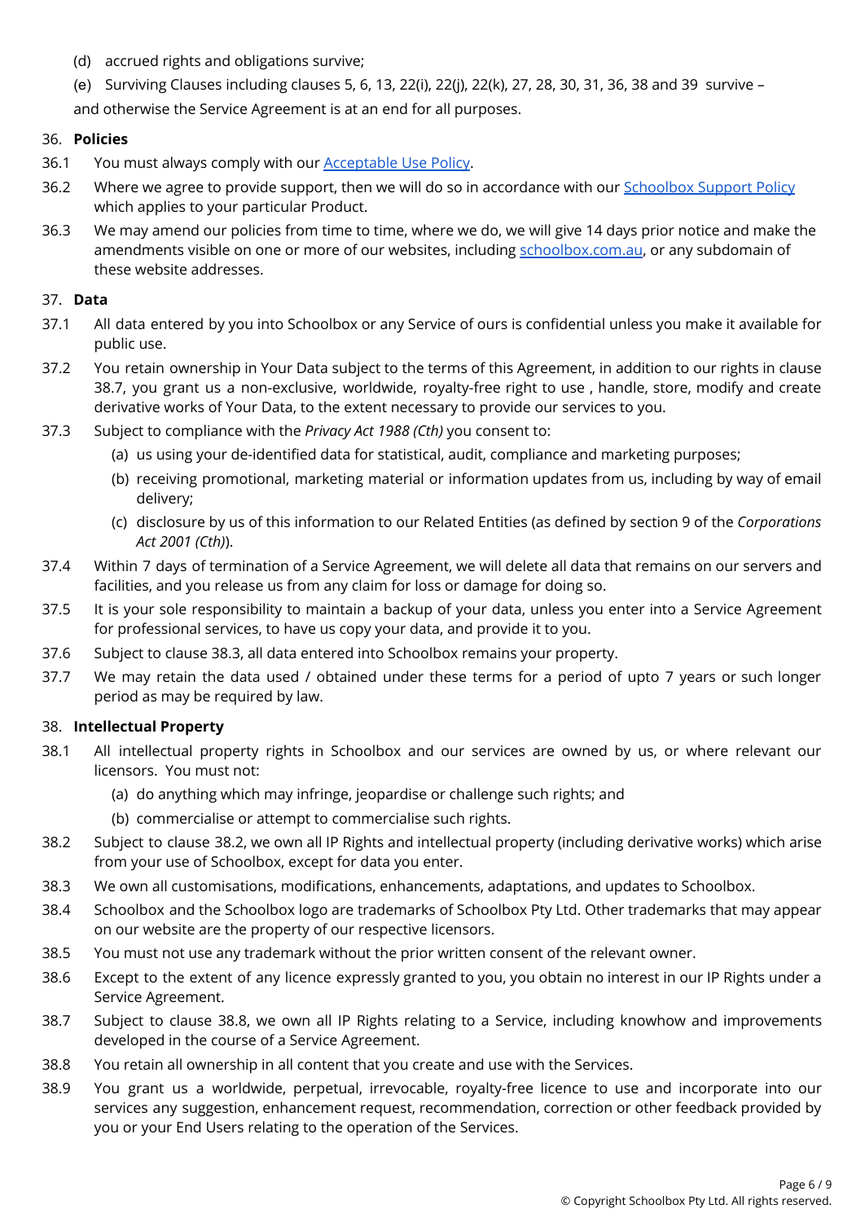(d) accrued rights and obligations survive;

(e) Surviving Clauses including clauses 5, 6, 13, 22(i), 22(j), 22(k), 27, 28, 30, 31, 36, 38 and 39 survive –

and otherwise the Service Agreement is at an end for all purposes.

36. **Policies**

36.1 You must always comply with our [Acceptable Use Policy](#).

36.2 Where we agree to provide support, then we will do so in accordance with our [Schoolbox Support Policy](#) which applies to your particular Product.

36.3 We may amend our policies from time to time, where we do, we will give 14 days prior notice and make the amendments visible on one or more of our websites, including [schoolbox.com.au](#), or any subdomain of these website addresses.

37. **Data**

37.1 All data entered by you into Schoolbox or any Service of ours is confidential unless you make it available for public use.

37.2 You retain ownership in Your Data subject to the terms of this Agreement, in addition to our rights in clause 38.7, you grant us a non-exclusive, worldwide, royalty-free right to use , handle, store, modify and create derivative works of Your Data, to the extent necessary to provide our services to you.

37.3 Subject to compliance with the *Privacy Act 1988 (Cth)* you consent to:

(a) us using your de-identified data for statistical, audit, compliance and marketing purposes;

(b) receiving promotional, marketing material or information updates from us, including by way of email delivery;

(c) disclosure by us of this information to our Related Entities (as defined by section 9 of the *Corporations Act 2001 (Cth)*).

37.4 Within 7 days of termination of a Service Agreement, we will delete all data that remains on our servers and facilities, and you release us from any claim for loss or damage for doing so.

37.5 It is your sole responsibility to maintain a backup of your data, unless you enter into a Service Agreement for professional services, to have us copy your data, and provide it to you.

37.6 Subject to clause 38.3, all data entered into Schoolbox remains your property.

37.7 We may retain the data used / obtained under these terms for a period of upto 7 years or such longer period as may be required by law.

38. **Intellectual Property**

38.1 All intellectual property rights in Schoolbox and our services are owned by us, or where relevant our licensors. You must not:

(a) do anything which may infringe, jeopardise or challenge such rights; and

(b) commercialise or attempt to commercialise such rights.

38.2 Subject to clause 38.2, we own all IP Rights and intellectual property (including derivative works) which arise from your use of Schoolbox, except for data you enter.

38.3 We own all customisations, modifications, enhancements, adaptations, and updates to Schoolbox.

38.4 Schoolbox and the Schoolbox logo are trademarks of Schoolbox Pty Ltd. Other trademarks that may appear on our website are the property of our respective licensors.

38.5 You must not use any trademark without the prior written consent of the relevant owner.

38.6 Except to the extent of any licence expressly granted to you, you obtain no interest in our IP Rights under a Service Agreement.

38.7 Subject to clause 38.8, we own all IP Rights relating to a Service, including knowhow and improvements developed in the course of a Service Agreement.

38.8 You retain all ownership in all content that you create and use with the Services.

38.9 You grant us a worldwide, perpetual, irrevocable, royalty-free licence to use and incorporate into our services any suggestion, enhancement request, recommendation, correction or other feedback provided by you or your End Users relating to the operation of the Services.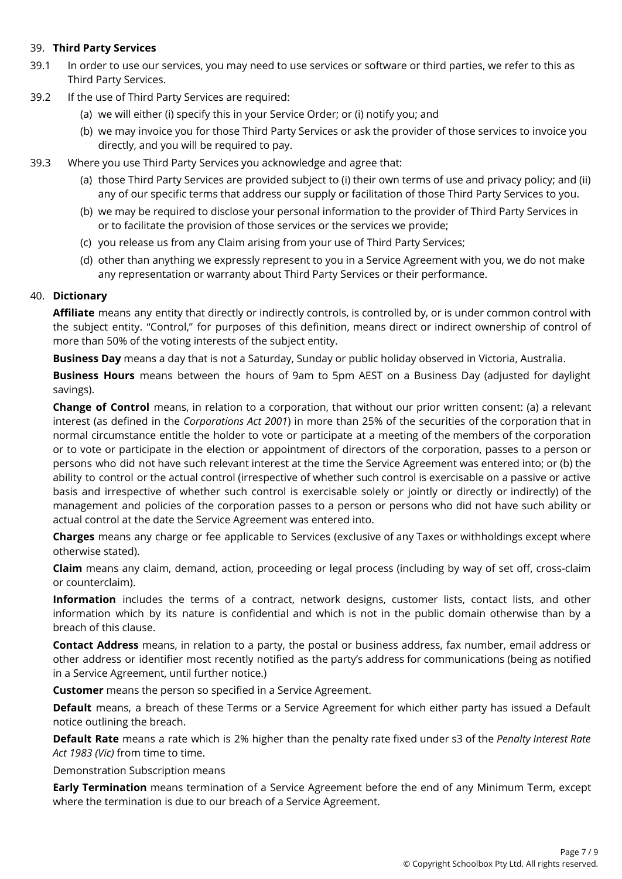## 39. Third Party Services

39.1 In order to use our services, you may need to use services or software or third parties, we refer to this as Third Party Services.

39.2 If the use of Third Party Services are required:

(a) we will either (i) specify this in your Service Order; or (i) notify you; and

(b) we may invoice you for those Third Party Services or ask the provider of those services to invoice you directly, and you will be required to pay.

39.3 Where you use Third Party Services you acknowledge and agree that:

(a) those Third Party Services are provided subject to (i) their own terms of use and privacy policy; and (ii) any of our specific terms that address our supply or facilitation of those Third Party Services to you.

(b) we may be required to disclose your personal information to the provider of Third Party Services in or to facilitate the provision of those services or the services we provide;

(c) you release us from any Claim arising from your use of Third Party Services;

(d) other than anything we expressly represent to you in a Service Agreement with you, we do not make any representation or warranty about Third Party Services or their performance.

## 40. Dictionary

**Affiliate** means any entity that directly or indirectly controls, is controlled by, or is under common control with the subject entity. "Control," for purposes of this definition, means direct or indirect ownership of control of more than 50% of the voting interests of the subject entity.

**Business Day** means a day that is not a Saturday, Sunday or public holiday observed in Victoria, Australia.

**Business Hours** means between the hours of 9am to 5pm AEST on a Business Day (adjusted for daylight savings).

**Change of Control** means, in relation to a corporation, that without our prior written consent: (a) a relevant interest (as defined in the *Corporations Act 2001*) in more than 25% of the securities of the corporation that in normal circumstance entitle the holder to vote or participate at a meeting of the members of the corporation or to vote or participate in the election or appointment of directors of the corporation, passes to a person or persons who did not have such relevant interest at the time the Service Agreement was entered into; or (b) the ability to control or the actual control (irrespective of whether such control is exercisable on a passive or active basis and irrespective of whether such control is exercisable solely or jointly or directly or indirectly) of the management and policies of the corporation passes to a person or persons who did not have such ability or actual control at the date the Service Agreement was entered into.

**Charges** means any charge or fee applicable to Services (exclusive of any Taxes or withholdings except where otherwise stated).

**Claim** means any claim, demand, action, proceeding or legal process (including by way of set off, cross-claim or counterclaim).

**Information** includes the terms of a contract, network designs, customer lists, contact lists, and other information which by its nature is confidential and which is not in the public domain otherwise than by a breach of this clause.

**Contact Address** means, in relation to a party, the postal or business address, fax number, email address or other address or identifier most recently notified as the party's address for communications (being as notified in a Service Agreement, until further notice.)

**Customer** means the person so specified in a Service Agreement.

**Default** means, a breach of these Terms or a Service Agreement for which either party has issued a Default notice outlining the breach.

**Default Rate** means a rate which is 2% higher than the penalty rate fixed under s3 of the *Penalty Interest Rate Act 1983 (Vic)* from time to time.

Demonstration Subscription means

**Early Termination** means termination of a Service Agreement before the end of any Minimum Term, except where the termination is due to our breach of a Service Agreement.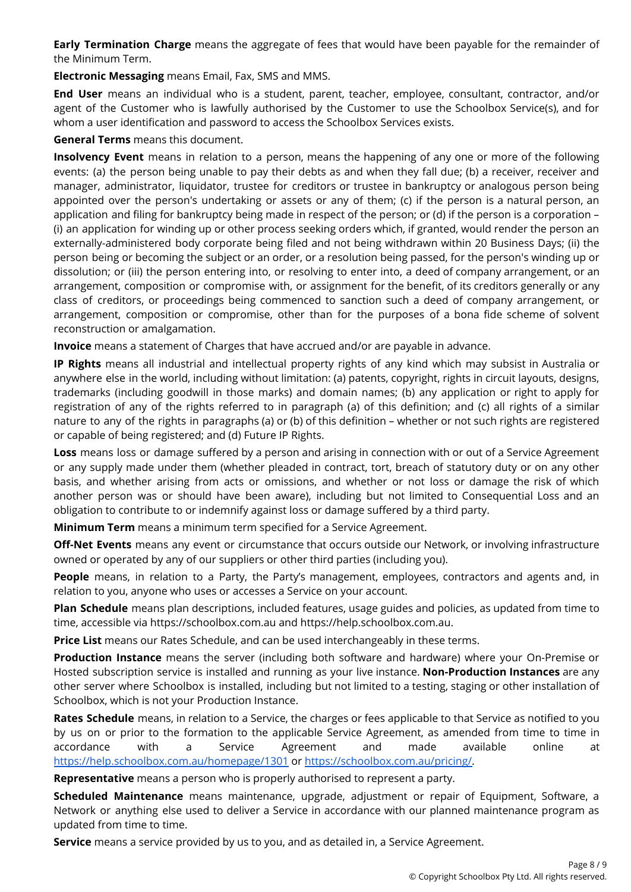**Early Termination Charge** means the aggregate of fees that would have been payable for the remainder of the Minimum Term.

**Electronic Messaging** means Email, Fax, SMS and MMS.

**End User** means an individual who is a student, parent, teacher, employee, consultant, contractor, and/or agent of the Customer who is lawfully authorised by the Customer to use the Schoolbox Service(s), and for whom a user identification and password to access the Schoolbox Services exists.

**General Terms** means this document.

**Insolvency Event** means in relation to a person, means the happening of any one or more of the following events: (a) the person being unable to pay their debts as and when they fall due; (b) a receiver, receiver and manager, administrator, liquidator, trustee for creditors or trustee in bankruptcy or analogous person being appointed over the person's undertaking or assets or any of them; (c) if the person is a natural person, an application and filing for bankruptcy being made in respect of the person; or (d) if the person is a corporation – (i) an application for winding up or other process seeking orders which, if granted, would render the person an externally-administered body corporate being filed and not being withdrawn within 20 Business Days; (ii) the person being or becoming the subject or an order, or a resolution being passed, for the person's winding up or dissolution; or (iii) the person entering into, or resolving to enter into, a deed of company arrangement, or an arrangement, composition or compromise with, or assignment for the benefit, of its creditors generally or any class of creditors, or proceedings being commenced to sanction such a deed of company arrangement, or arrangement, composition or compromise, other than for the purposes of a bona fide scheme of solvent reconstruction or amalgamation.

**Invoice** means a statement of Charges that have accrued and/or are payable in advance.

**IP Rights** means all industrial and intellectual property rights of any kind which may subsist in Australia or anywhere else in the world, including without limitation: (a) patents, copyright, rights in circuit layouts, designs, trademarks (including goodwill in those marks) and domain names; (b) any application or right to apply for registration of any of the rights referred to in paragraph (a) of this definition; and (c) all rights of a similar nature to any of the rights in paragraphs (a) or (b) of this definition – whether or not such rights are registered or capable of being registered; and (d) Future IP Rights.

**Loss** means loss or damage suffered by a person and arising in connection with or out of a Service Agreement or any supply made under them (whether pleaded in contract, tort, breach of statutory duty or on any other basis, and whether arising from acts or omissions, and whether or not loss or damage the risk of which another person was or should have been aware), including but not limited to Consequential Loss and an obligation to contribute to or indemnify against loss or damage suffered by a third party.

**Minimum Term** means a minimum term specified for a Service Agreement.

**Off-Net Events** means any event or circumstance that occurs outside our Network, or involving infrastructure owned or operated by any of our suppliers or other third parties (including you).

**People** means, in relation to a Party, the Party's management, employees, contractors and agents and, in relation to you, anyone who uses or accesses a Service on your account.

**Plan Schedule** means plan descriptions, included features, usage guides and policies, as updated from time to time, accessible via https://schoolbox.com.au and https://help.schoolbox.com.au.

**Price List** means our Rates Schedule, and can be used interchangeably in these terms.

**Production Instance** means the server (including both software and hardware) where your On-Premise or Hosted subscription service is installed and running as your live instance. **Non-Production Instances** are any other server where Schoolbox is installed, including but not limited to a testing, staging or other installation of Schoolbox, which is not your Production Instance.

**Rates Schedule** means, in relation to a Service, the charges or fees applicable to that Service as notified to you by us on or prior to the formation to the applicable Service Agreement, as amended from time to time in accordance with a Service Agreement and made available online at [https://help.schoolbox.com.au/homepage/1301](https://help.schoolbox.com.au/homepage/1301) or [https://schoolbox.com.au/pricing/](https://schoolbox.com.au/pricing/).

**Representative** means a person who is properly authorised to represent a party.

**Scheduled Maintenance** means maintenance, upgrade, adjustment or repair of Equipment, Software, a Network or anything else used to deliver a Service in accordance with our planned maintenance program as updated from time to time.

**Service** means a service provided by us to you, and as detailed in, a Service Agreement.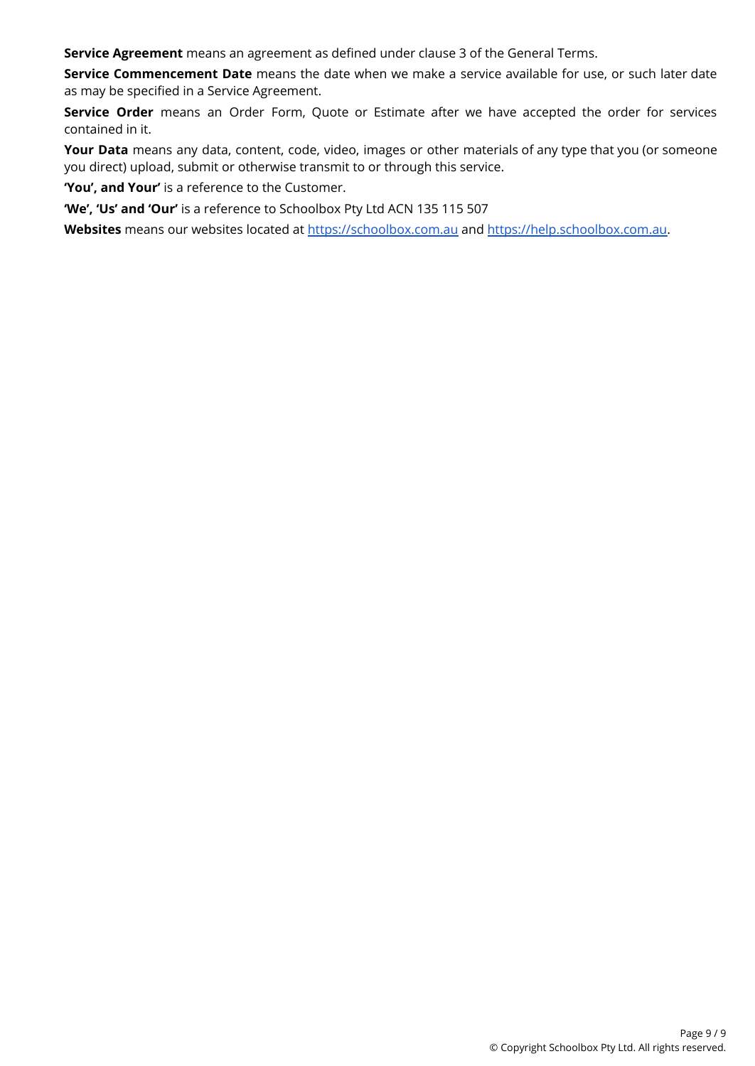**Service Agreement** means an agreement as defined under clause 3 of the General Terms.

**Service Commencement Date** means the date when we make a service available for use, or such later date as may be specified in a Service Agreement.

**Service Order** means an Order Form, Quote or Estimate after we have accepted the order for services contained in it.

**Your Data** means any data, content, code, video, images or other materials of any type that you (or someone you direct) upload, submit or otherwise transmit to or through this service.

**'You', and Your'** is a reference to the Customer.

**'We', 'Us' and 'Our'** is a reference to Schoolbox Pty Ltd ACN 135 115 507

**Websites** means our websites located at [https://schoolbox.com.au](https://schoolbox.com.au) and [https://help.schoolbox.com.au](https://help.schoolbox.com.au).